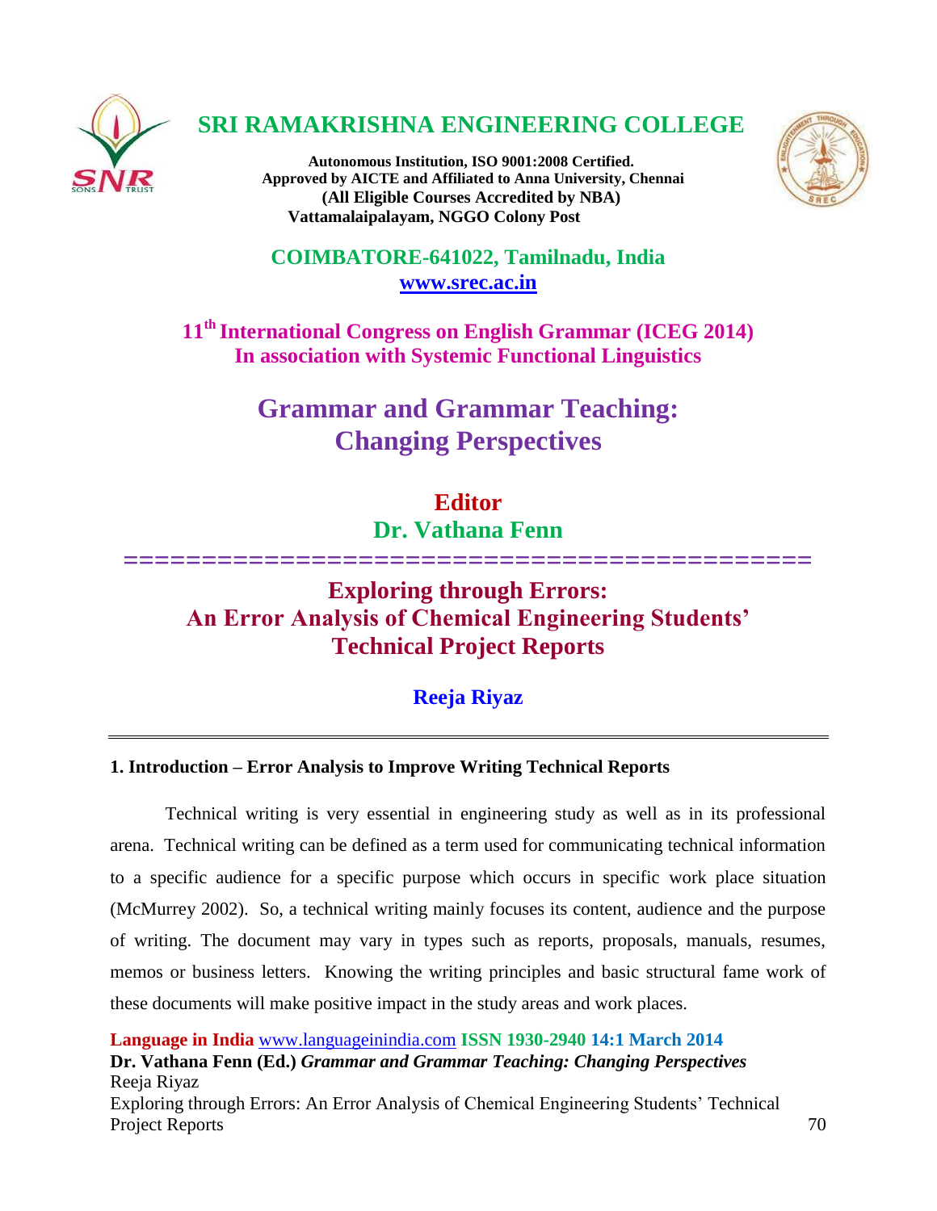# SRI RAMAKRISHNA ENGINEERING COLLEGE

**Autonomous Institution, ISO 9001:2008 Certified.**
**Approved by AICTE and Affiliated to Anna University, Chennai**
**(All Eligible Courses Accredited by NBA)**
**Vattamalaipalayam, NGGO Colony Post**

**COIMBATORE-641022, Tamilnadu, India**
**www.srec.ac.in**

**11th International Congress on English Grammar (ICEG 2014)**
**In association with Systemic Functional Linguistics**

## Grammar and Grammar Teaching: Changing Perspectives

**Editor**
**Dr. Vathana Fenn**

==========================================

# Exploring through Errors: An Error Analysis of Chemical Engineering Students' Technical Project Reports

**Reeja Riyaz**

---

### 1. Introduction – Error Analysis to Improve Writing Technical Reports

Technical writing is very essential in engineering study as well as in its professional arena. Technical writing can be defined as a term used for communicating technical information to a specific audience for a specific purpose which occurs in specific work place situation (McMurrey 2002). So, a technical writing mainly focuses its content, audience and the purpose of writing. The document may vary in types such as reports, proposals, manuals, resumes, memos or business letters. Knowing the writing principles and basic structural fame work of these documents will make positive impact in the study areas and work places.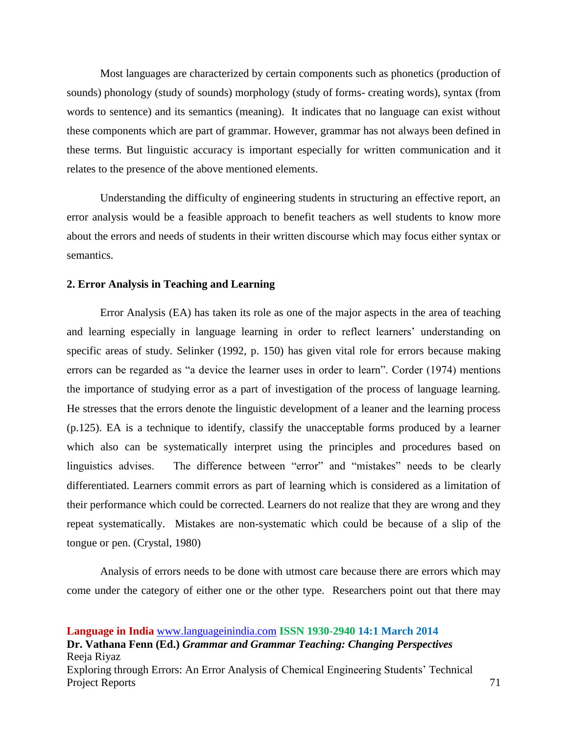Most languages are characterized by certain components such as phonetics (production of sounds) phonology (study of sounds) morphology (study of forms- creating words), syntax (from words to sentence) and its semantics (meaning). It indicates that no language can exist without these components which are part of grammar. However, grammar has not always been defined in these terms. But linguistic accuracy is important especially for written communication and it relates to the presence of the above mentioned elements.

Understanding the difficulty of engineering students in structuring an effective report, an error analysis would be a feasible approach to benefit teachers as well students to know more about the errors and needs of students in their written discourse which may focus either syntax or semantics.

## 2. Error Analysis in Teaching and Learning

Error Analysis (EA) has taken its role as one of the major aspects in the area of teaching and learning especially in language learning in order to reflect learners' understanding on specific areas of study. Selinker (1992, p. 150) has given vital role for errors because making errors can be regarded as "a device the learner uses in order to learn". Corder (1974) mentions the importance of studying error as a part of investigation of the process of language learning. He stresses that the errors denote the linguistic development of a leaner and the learning process (p.125). EA is a technique to identify, classify the unacceptable forms produced by a learner which also can be systematically interpret using the principles and procedures based on linguistics advises. The difference between "error" and "mistakes" needs to be clearly differentiated. Learners commit errors as part of learning which is considered as a limitation of their performance which could be corrected. Learners do not realize that they are wrong and they repeat systematically. Mistakes are non-systematic which could be because of a slip of the tongue or pen. (Crystal, 1980)

Analysis of errors needs to be done with utmost care because there are errors which may come under the category of either one or the other type. Researchers point out that there may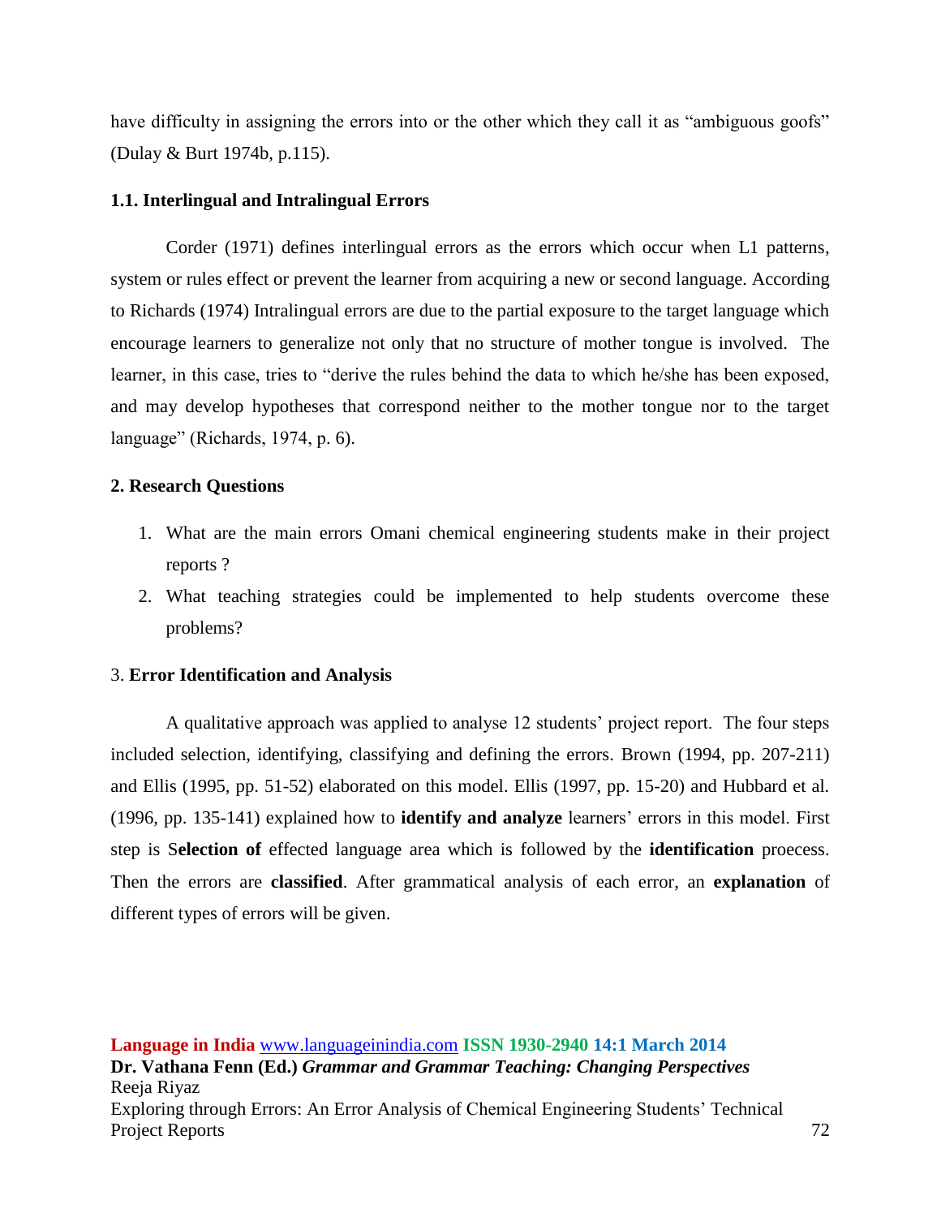have difficulty in assigning the errors into or the other which they call it as "ambiguous goofs" (Dulay & Burt 1974b, p.115).

### 1.1. Interlingual and Intralingual Errors

Corder (1971) defines interlingual errors as the errors which occur when L1 patterns, system or rules effect or prevent the learner from acquiring a new or second language. According to Richards (1974) Intralingual errors are due to the partial exposure to the target language which encourage learners to generalize not only that no structure of mother tongue is involved. The learner, in this case, tries to "derive the rules behind the data to which he/she has been exposed, and may develop hypotheses that correspond neither to the mother tongue nor to the target language" (Richards, 1974, p. 6).

## 2. Research Questions

1. What are the main errors Omani chemical engineering students make in their project reports ?
2. What teaching strategies could be implemented to help students overcome these problems?

## 3. Error Identification and Analysis

A qualitative approach was applied to analyse 12 students' project report. The four steps included selection, identifying, classifying and defining the errors. Brown (1994, pp. 207-211) and Ellis (1995, pp. 51-52) elaborated on this model. Ellis (1997, pp. 15-20) and Hubbard et al. (1996, pp. 135-141) explained how to **identify and analyze** learners' errors in this model. First step is S**election of** effected language area which is followed by the **identification** proecess. Then the errors are **classified**. After grammatical analysis of each error, an **explanation** of different types of errors will be given.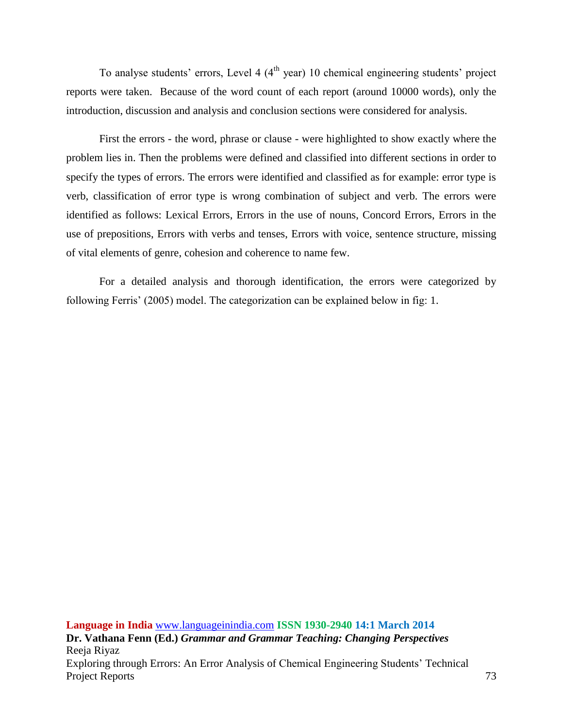To analyse students' errors, Level 4 (4th year) 10 chemical engineering students' project reports were taken. Because of the word count of each report (around 10000 words), only the introduction, discussion and analysis and conclusion sections were considered for analysis.

First the errors - the word, phrase or clause - were highlighted to show exactly where the problem lies in. Then the problems were defined and classified into different sections in order to specify the types of errors. The errors were identified and classified as for example: error type is verb, classification of error type is wrong combination of subject and verb. The errors were identified as follows: Lexical Errors, Errors in the use of nouns, Concord Errors, Errors in the use of prepositions, Errors with verbs and tenses, Errors with voice, sentence structure, missing of vital elements of genre, cohesion and coherence to name few.

For a detailed analysis and thorough identification, the errors were categorized by following Ferris' (2005) model. The categorization can be explained below in fig: 1.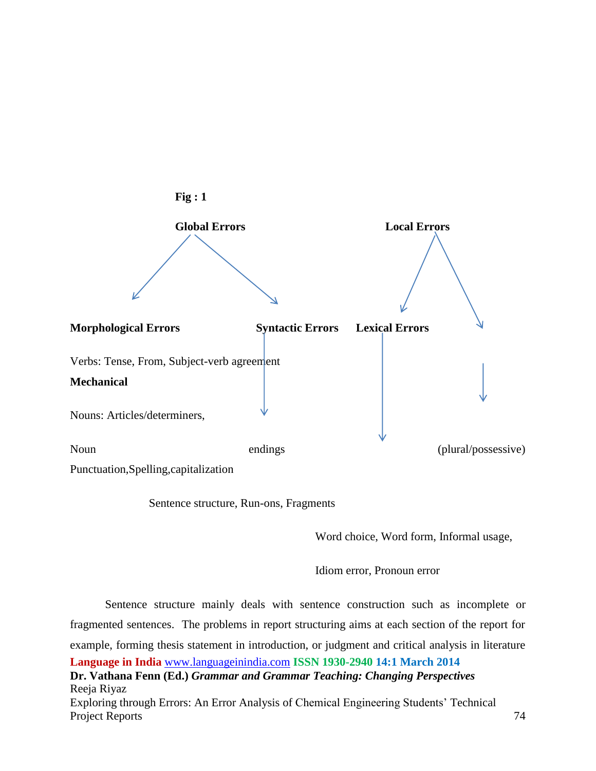**Fig : 1**

**Global Errors** **Local Errors**

**Morphological Errors** **Syntactic Errors** **Lexical Errors**

Verbs: Tense, From, Subject-verb agreement

**Mechanical**

Nouns: Articles/determiners,

Noun endings (plural/possessive)

Punctuation,Spelling,capitalization

Sentence structure, Run-ons, Fragments

Word choice, Word form, Informal usage,

Idiom error, Pronoun error

Sentence structure mainly deals with sentence construction such as incomplete or fragmented sentences. The problems in report structuring aims at each section of the report for example, forming thesis statement in introduction, or judgment and critical analysis in literature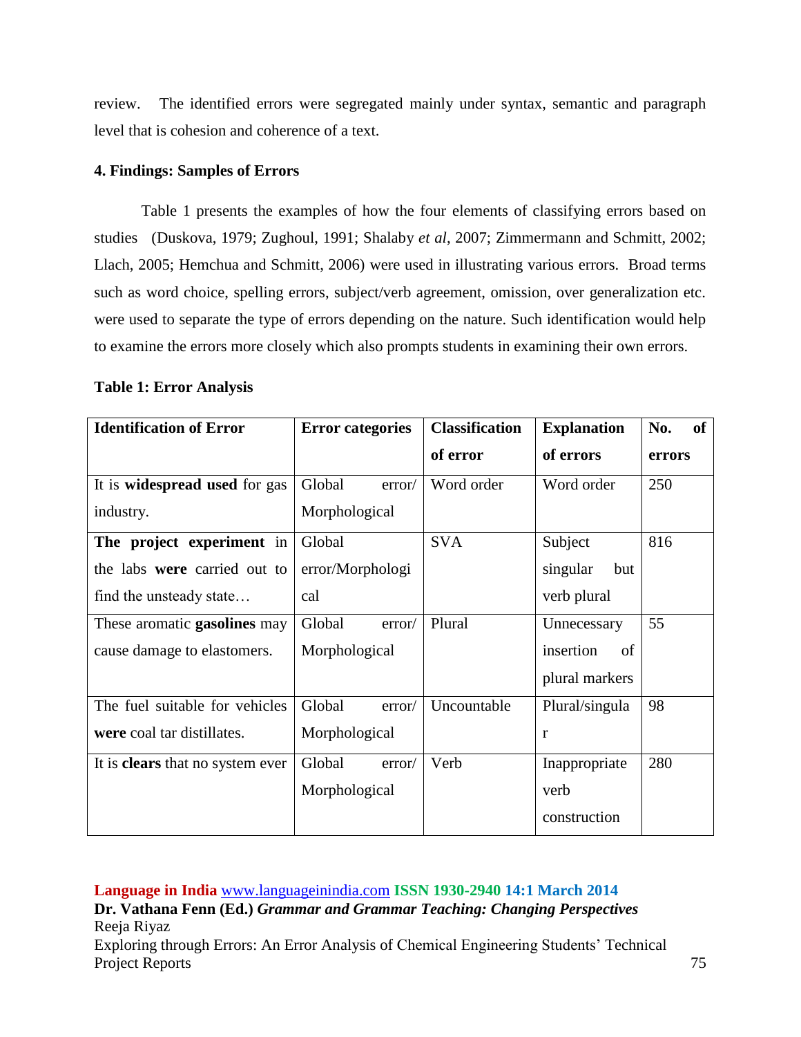review. The identified errors were segregated mainly under syntax, semantic and paragraph level that is cohesion and coherence of a text.

### 4. Findings: Samples of Errors

Table 1 presents the examples of how the four elements of classifying errors based on studies (Duskova, 1979; Zughoul, 1991; Shalaby *et al*, 2007; Zimmermann and Schmitt, 2002; Llach, 2005; Hemchua and Schmitt, 2006) were used in illustrating various errors. Broad terms such as word choice, spelling errors, subject/verb agreement, omission, over generalization etc. were used to separate the type of errors depending on the nature. Such identification would help to examine the errors more closely which also prompts students in examining their own errors.

**Table 1: Error Analysis**

| Identification of Error | Error categories | Classification of error | Explanation of errors | No. of errors |
|---|---|---|---|---|
| It is **widespread used** for gas industry. | Global error/ Morphological | Word order | Word order | 250 |
| **The project experiment** in the labs **were** carried out to find the unsteady state… | Global error/Morphological | SVA | Subject singular but verb plural | 816 |
| These aromatic **gasolines** may cause damage to elastomers. | Global error/ Morphological | Plural | Unnecessary insertion of plural markers | 55 |
| The fuel suitable for vehicles **were** coal tar distillates. | Global error/ Morphological | Uncountable | Plural/singular | 98 |
| It is **clears** that no system ever | Global error/ Morphological | Verb | Inappropriate verb construction | 280 |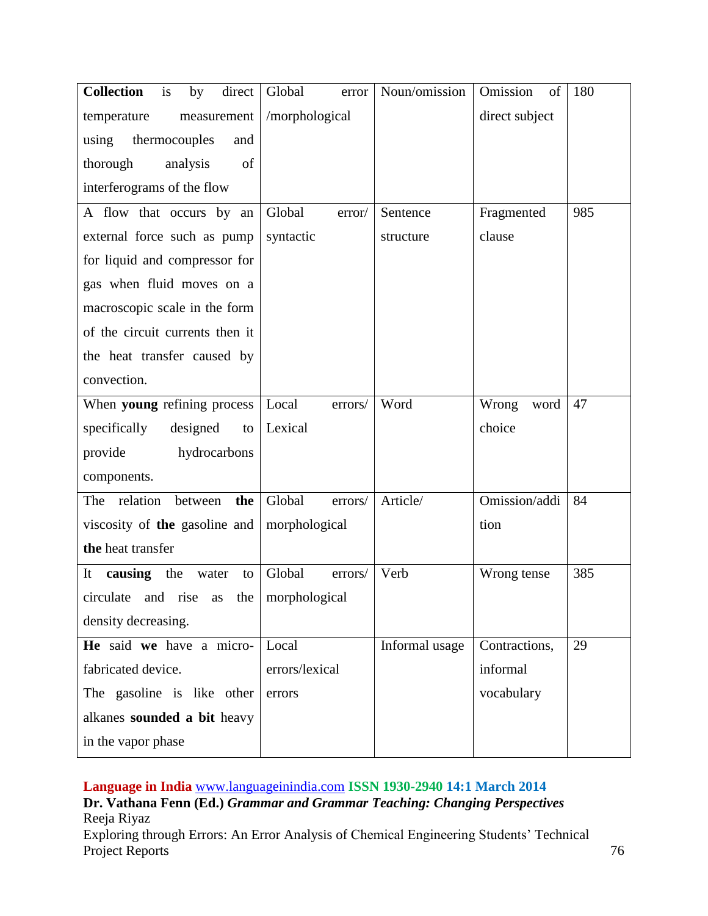| **Collection** is by direct temperature measurement using thermocouples and thorough analysis of interferograms of the flow | Global error /morphological | Noun/omission | Omission of direct subject | 180 |
|---|---|---|---|---|
| A flow that occurs by an external force such as pump for liquid and compressor for gas when fluid moves on a macroscopic scale in the form of the circuit currents then it the heat transfer caused by convection. | Global error/ syntactic | Sentence structure | Fragmented clause | 985 |
| When **young** refining process specifically designed to provide hydrocarbons components. | Local errors/ Lexical | Word | Wrong word choice | 47 |
| The relation between **the** viscosity of **the** gasoline and **the** heat transfer | Global errors/ morphological | Article/ | Omission/addition | 84 |
| It **causing** the water to circulate and rise as the density decreasing. | Global errors/ morphological | Verb | Wrong tense | 385 |
| **He** said **we** have a micro-fabricated device. The gasoline is like other alkanes **sounded a bit** heavy in the vapor phase | Local errors/lexical errors | Informal usage | Contractions, informal vocabulary | 29 |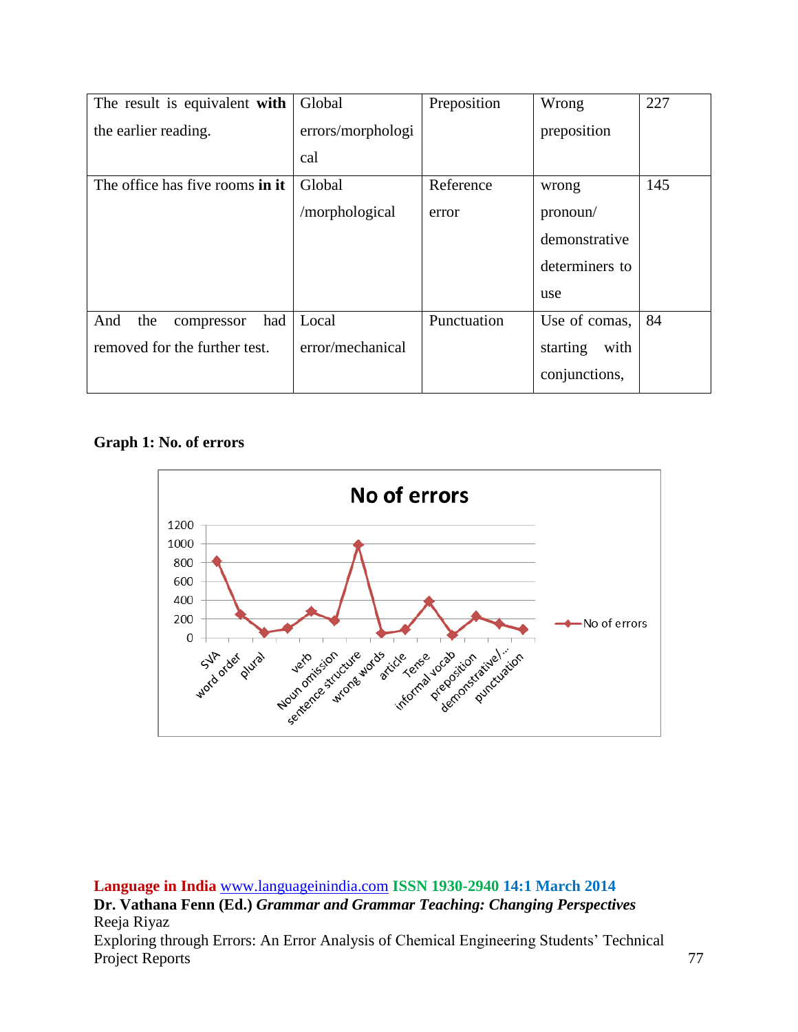| The result is equivalent **with** the earlier reading. | Global errors/morphological | Preposition | Wrong preposition | 227 |
|---|---|---|---|---|
| The office has five rooms **in it** | Global /morphological | Reference error | wrong pronoun/ demonstrative determiners to use | 145 |
| And the compressor had removed for the further test. | Local error/mechanical | Punctuation | Use of comas, starting with conjunctions, | 84 |

**Graph 1: No. of errors**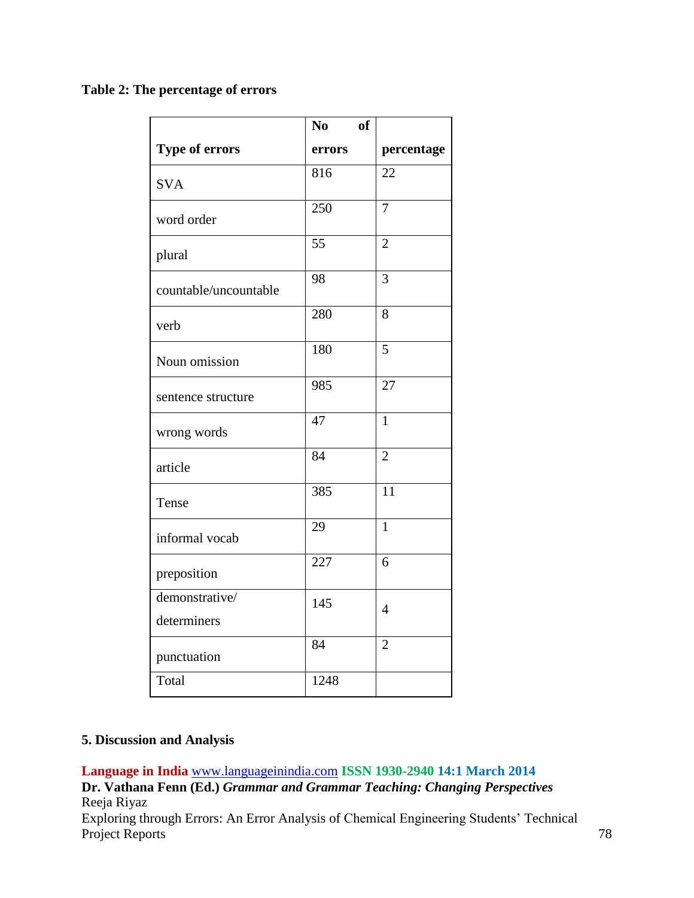**Table 2: The percentage of errors**

| Type of errors | No of errors | percentage |
| --- | --- | --- |
| SVA | 816 | 22 |
| word order | 250 | 7 |
| plural | 55 | 2 |
| countable/uncountable | 98 | 3 |
| verb | 280 | 8 |
| Noun omission | 180 | 5 |
| sentence structure | 985 | 27 |
| wrong words | 47 | 1 |
| article | 84 | 2 |
| Tense | 385 | 11 |
| informal vocab | 29 | 1 |
| preposition | 227 | 6 |
| demonstrative/ determiners | 145 | 4 |
| punctuation | 84 | 2 |
| Total | 1248 | |

## 5. Discussion and Analysis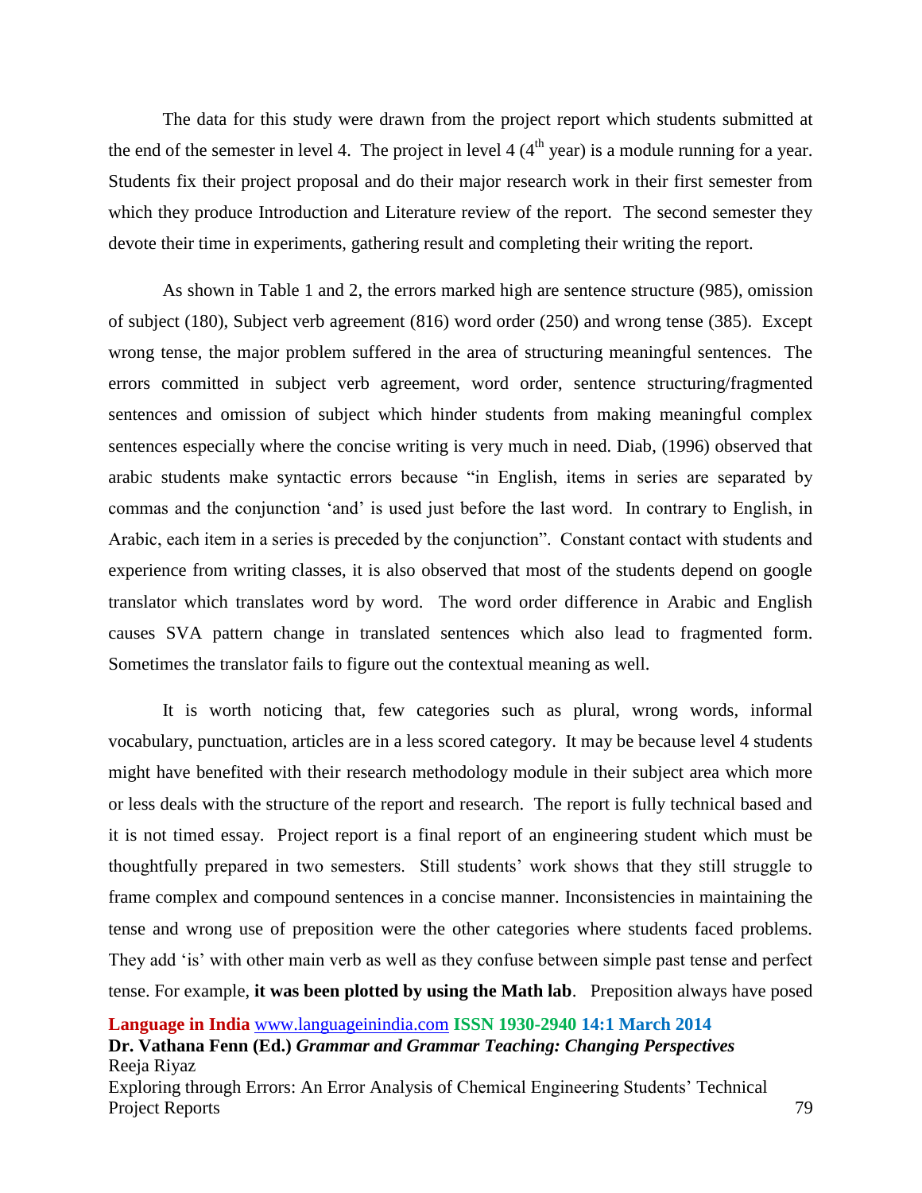The data for this study were drawn from the project report which students submitted at the end of the semester in level 4. The project in level 4 (4th year) is a module running for a year. Students fix their project proposal and do their major research work in their first semester from which they produce Introduction and Literature review of the report. The second semester they devote their time in experiments, gathering result and completing their writing the report.

As shown in Table 1 and 2, the errors marked high are sentence structure (985), omission of subject (180), Subject verb agreement (816) word order (250) and wrong tense (385). Except wrong tense, the major problem suffered in the area of structuring meaningful sentences. The errors committed in subject verb agreement, word order, sentence structuring/fragmented sentences and omission of subject which hinder students from making meaningful complex sentences especially where the concise writing is very much in need. Diab, (1996) observed that arabic students make syntactic errors because "in English, items in series are separated by commas and the conjunction 'and' is used just before the last word. In contrary to English, in Arabic, each item in a series is preceded by the conjunction". Constant contact with students and experience from writing classes, it is also observed that most of the students depend on google translator which translates word by word. The word order difference in Arabic and English causes SVA pattern change in translated sentences which also lead to fragmented form. Sometimes the translator fails to figure out the contextual meaning as well.

It is worth noticing that, few categories such as plural, wrong words, informal vocabulary, punctuation, articles are in a less scored category. It may be because level 4 students might have benefited with their research methodology module in their subject area which more or less deals with the structure of the report and research. The report is fully technical based and it is not timed essay. Project report is a final report of an engineering student which must be thoughtfully prepared in two semesters. Still students' work shows that they still struggle to frame complex and compound sentences in a concise manner. Inconsistencies in maintaining the tense and wrong use of preposition were the other categories where students faced problems. They add 'is' with other main verb as well as they confuse between simple past tense and perfect tense. For example, **it was been plotted by using the Math lab**. Preposition always have posed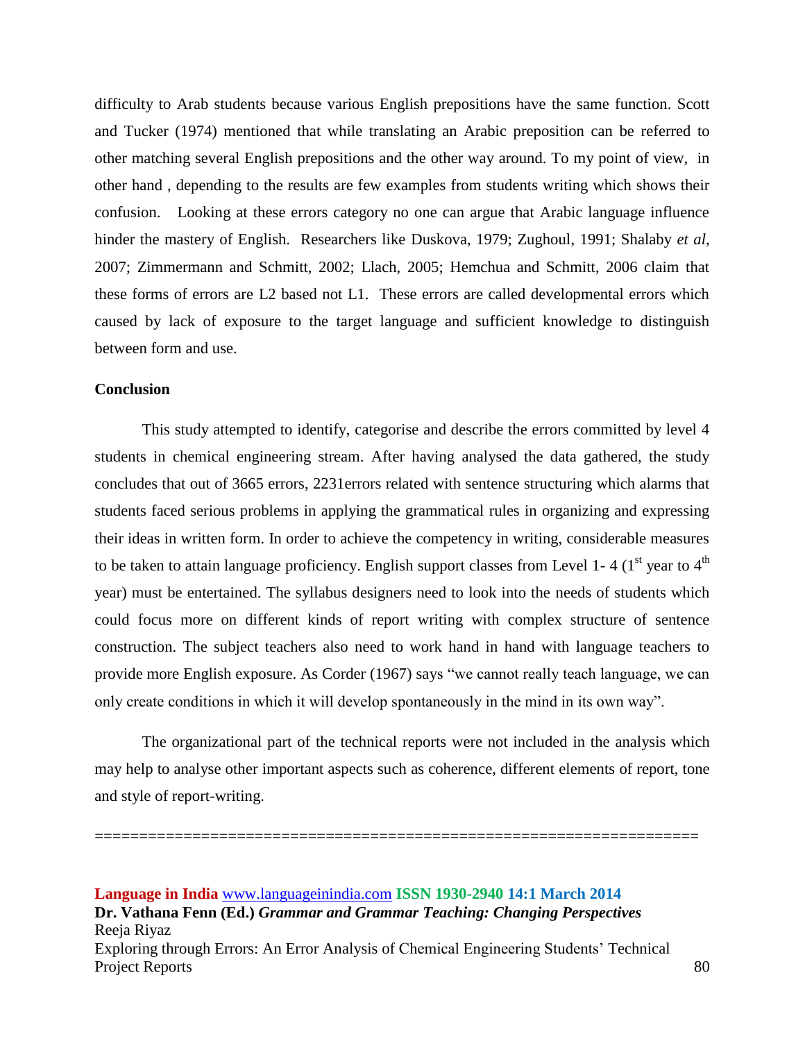difficulty to Arab students because various English prepositions have the same function. Scott and Tucker (1974) mentioned that while translating an Arabic preposition can be referred to other matching several English prepositions and the other way around. To my point of view, in other hand , depending to the results are few examples from students writing which shows their confusion. Looking at these errors category no one can argue that Arabic language influence hinder the mastery of English. Researchers like Duskova, 1979; Zughoul, 1991; Shalaby *et al*, 2007; Zimmermann and Schmitt, 2002; Llach, 2005; Hemchua and Schmitt, 2006 claim that these forms of errors are L2 based not L1. These errors are called developmental errors which caused by lack of exposure to the target language and sufficient knowledge to distinguish between form and use.

**Conclusion**

This study attempted to identify, categorise and describe the errors committed by level 4 students in chemical engineering stream. After having analysed the data gathered, the study concludes that out of 3665 errors, 2231errors related with sentence structuring which alarms that students faced serious problems in applying the grammatical rules in organizing and expressing their ideas in written form. In order to achieve the competency in writing, considerable measures to be taken to attain language proficiency. English support classes from Level 1- 4 (1st year to 4th year) must be entertained. The syllabus designers need to look into the needs of students which could focus more on different kinds of report writing with complex structure of sentence construction. The subject teachers also need to work hand in hand with language teachers to provide more English exposure. As Corder (1967) says "we cannot really teach language, we can only create conditions in which it will develop spontaneously in the mind in its own way".

The organizational part of the technical reports were not included in the analysis which may help to analyse other important aspects such as coherence, different elements of report, tone and style of report-writing.

==================================================================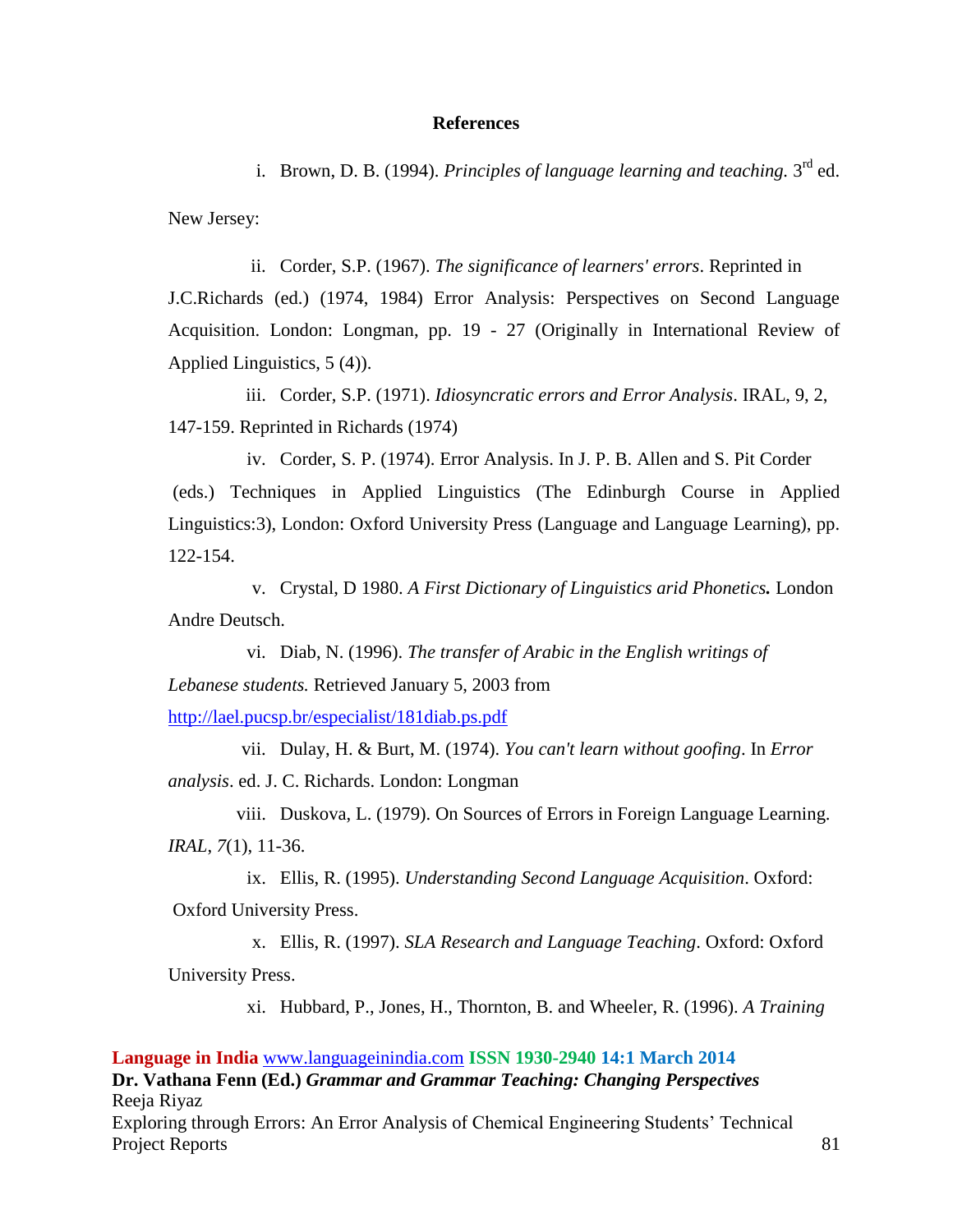**References**

i. Brown, D. B. (1994). *Principles of language learning and teaching.* 3rd ed. New Jersey:

ii. Corder, S.P. (1967). *The significance of learners' errors*. Reprinted in J.C.Richards (ed.) (1974, 1984) Error Analysis: Perspectives on Second Language Acquisition. London: Longman, pp. 19 - 27 (Originally in International Review of Applied Linguistics, 5 (4)).

iii. Corder, S.P. (1971). *Idiosyncratic errors and Error Analysis*. IRAL, 9, 2, 147-159. Reprinted in Richards (1974)

iv. Corder, S. P. (1974). Error Analysis. In J. P. B. Allen and S. Pit Corder (eds.) Techniques in Applied Linguistics (The Edinburgh Course in Applied Linguistics:3), London: Oxford University Press (Language and Language Learning), pp. 122-154.

v. Crystal, D 1980. *A First Dictionary of Linguistics arid Phonetics.* London Andre Deutsch.

vi. Diab, N. (1996). *The transfer of Arabic in the English writings of Lebanese students.* Retrieved January 5, 2003 from http://lael.pucsp.br/especialist/181diab.ps.pdf

vii. Dulay, H. & Burt, M. (1974). *You can't learn without goofing*. In *Error analysis*. ed. J. C. Richards. London: Longman

viii. Duskova, L. (1979). On Sources of Errors in Foreign Language Learning. *IRAL*, *7*(1), 11-36.

ix. Ellis, R. (1995). *Understanding Second Language Acquisition*. Oxford: Oxford University Press.

x. Ellis, R. (1997). *SLA Research and Language Teaching*. Oxford: Oxford University Press.

xi. Hubbard, P., Jones, H., Thornton, B. and Wheeler, R. (1996). *A Training*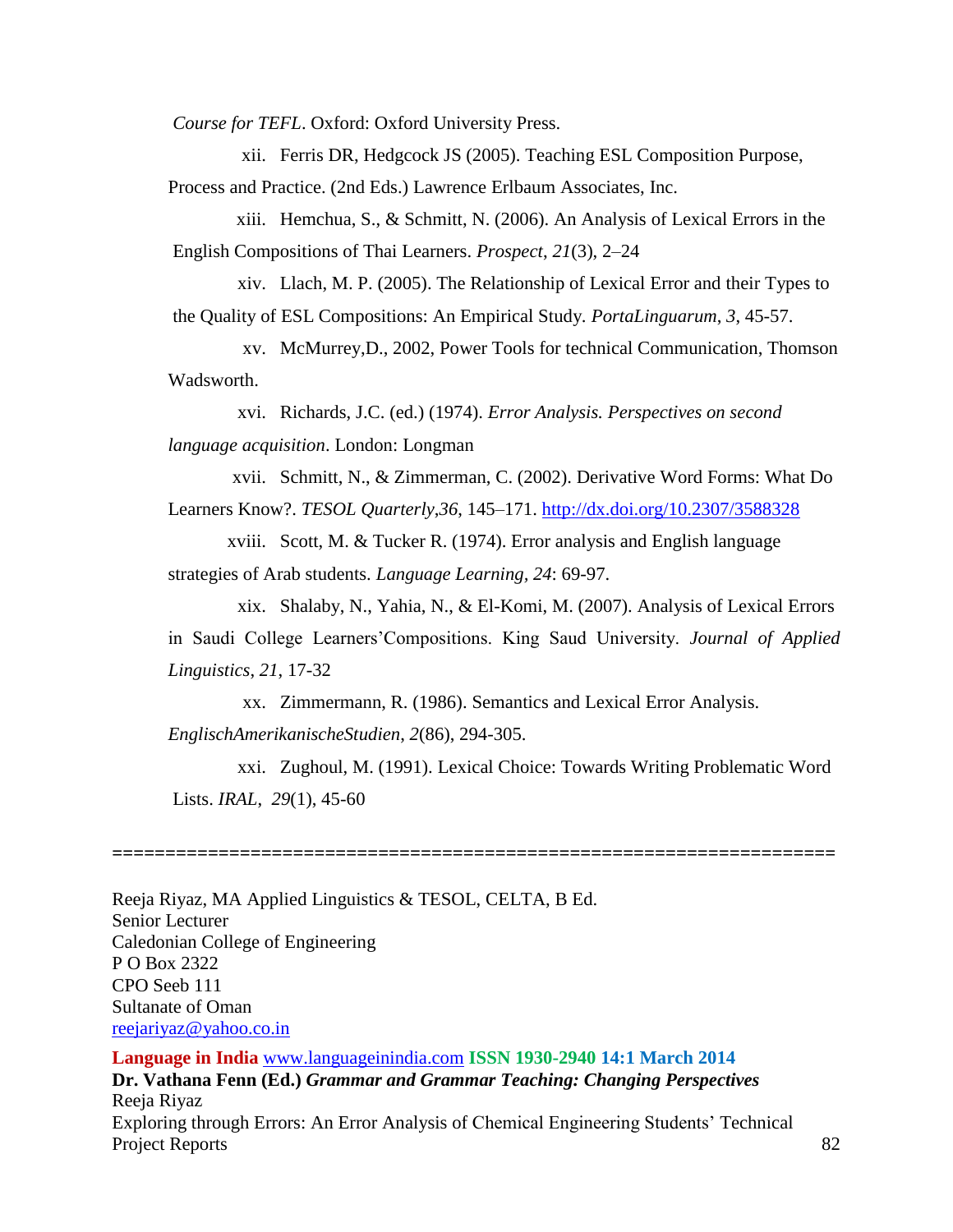*Course for TEFL*. Oxford: Oxford University Press.

xii. Ferris DR, Hedgcock JS (2005). Teaching ESL Composition Purpose, Process and Practice. (2nd Eds.) Lawrence Erlbaum Associates, Inc.

xiii. Hemchua, S., & Schmitt, N. (2006). An Analysis of Lexical Errors in the English Compositions of Thai Learners. *Prospect*, *21*(3), 2–24

xiv. Llach, M. P. (2005). The Relationship of Lexical Error and their Types to the Quality of ESL Compositions: An Empirical Study. *PortaLinguarum*, *3*, 45-57.

xv. McMurrey,D., 2002, Power Tools for technical Communication, Thomson Wadsworth.

xvi. Richards, J.C. (ed.) (1974). *Error Analysis. Perspectives on second language acquisition*. London: Longman

xvii. Schmitt, N., & Zimmerman, C. (2002). Derivative Word Forms: What Do Learners Know?. *TESOL Quarterly*,*36*, 145–171. http://dx.doi.org/10.2307/3588328

xviii. Scott, M. & Tucker R. (1974). Error analysis and English language strategies of Arab students. *Language Learning*, *24*: 69-97.

xix. Shalaby, N., Yahia, N., & El-Komi, M. (2007). Analysis of Lexical Errors in Saudi College Learners'Compositions. King Saud University. *Journal of Applied Linguistics*, *21*, 17-32

xx. Zimmermann, R. (1986). Semantics and Lexical Error Analysis. *EnglischAmerikanischeStudien*, *2*(86), 294-305.

xxi. Zughoul, M. (1991). Lexical Choice: Towards Writing Problematic Word Lists. *IRAL*, *29*(1), 45-60

==================================================================

Reeja Riyaz, MA Applied Linguistics & TESOL, CELTA, B Ed.
Senior Lecturer
Caledonian College of Engineering
P O Box 2322
CPO Seeb 111
Sultanate of Oman
reejariyaz@yahoo.co.in